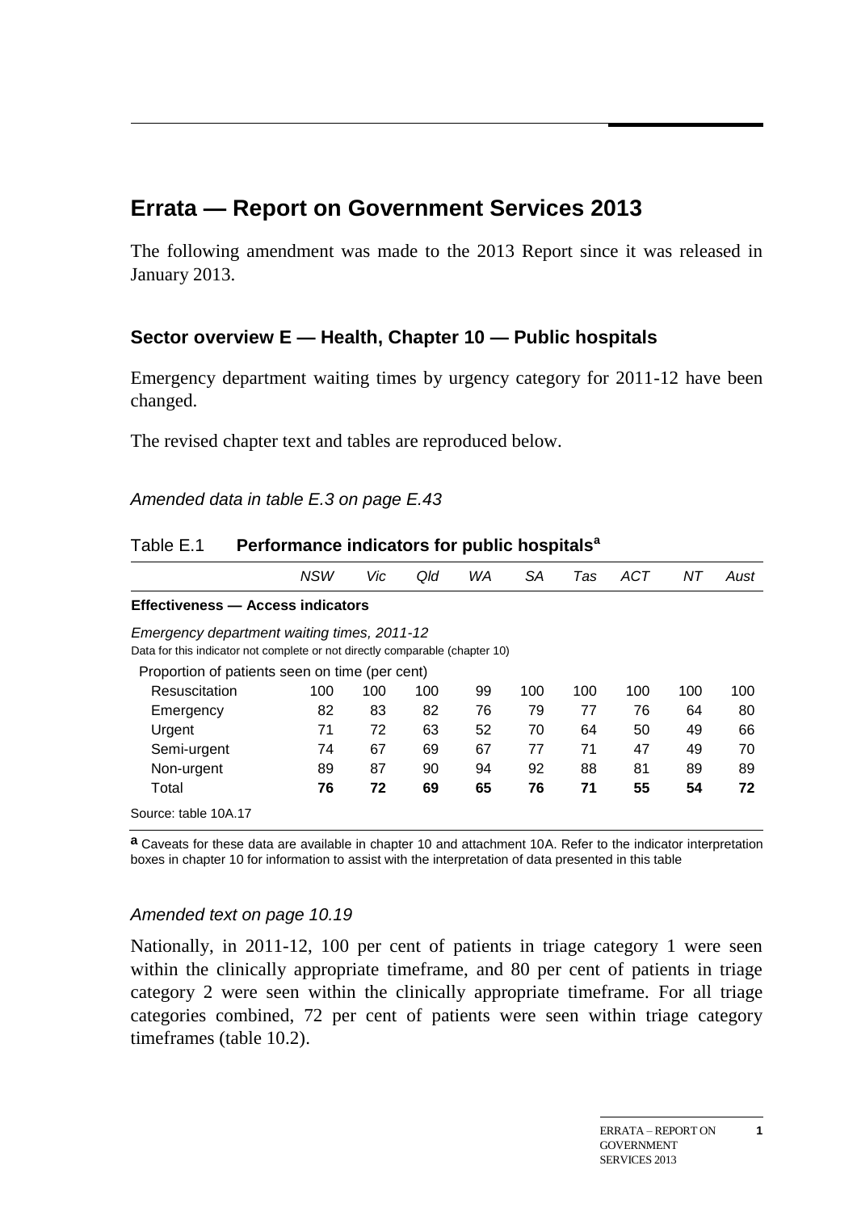# Errata — Report on Government Services 2013

The following amendment was made to the 2013 Report since it was released in January 2013.

## Sector overview E — Health, Chapter 10 — Public hospitals

Emergency department waiting times by urgency category for 2011-12 have been changed.

The revised chapter text and tables are reproduced below.

*Amended data in table E.3 on page E.43*

Table E.1 **Performance indicators for public hospitals[a]**

| | *NSW* | *Vic* | *Qld* | *WA* | *SA* | *Tas* | *ACT* | *NT* | *Aust* |
|---|---|---|---|---|---|---|---|---|---|
| **Effectiveness — Access indicators** | | | | | | | | | |
| *Emergency department waiting times, 2011-12* | | | | | | | | | |
| Data for this indicator not complete or not directly comparable (chapter 10) | | | | | | | | | |
| Proportion of patients seen on time (per cent) | | | | | | | | | |
| Resuscitation | 100 | 100 | 100 | 99 | 100 | 100 | 100 | 100 | 100 |
| Emergency | 82 | 83 | 82 | 76 | 79 | 77 | 76 | 64 | 80 |
| Urgent | 71 | 72 | 63 | 52 | 70 | 64 | 50 | 49 | 66 |
| Semi-urgent | 74 | 67 | 69 | 67 | 77 | 71 | 47 | 49 | 70 |
| Non-urgent | 89 | 87 | 90 | 94 | 92 | 88 | 81 | 89 | 89 |
| Total | **76** | **72** | **69** | **65** | **76** | **71** | **55** | **54** | **72** |

Source: table 10A.17

**a** Caveats for these data are available in chapter 10 and attachment 10A. Refer to the indicator interpretation boxes in chapter 10 for information to assist with the interpretation of data presented in this table

*Amended text on page 10.19*

Nationally, in 2011-12, 100 per cent of patients in triage category 1 were seen within the clinically appropriate timeframe, and 80 per cent of patients in triage category 2 were seen within the clinically appropriate timeframe. For all triage categories combined, 72 per cent of patients were seen within triage category timeframes (table 10.2).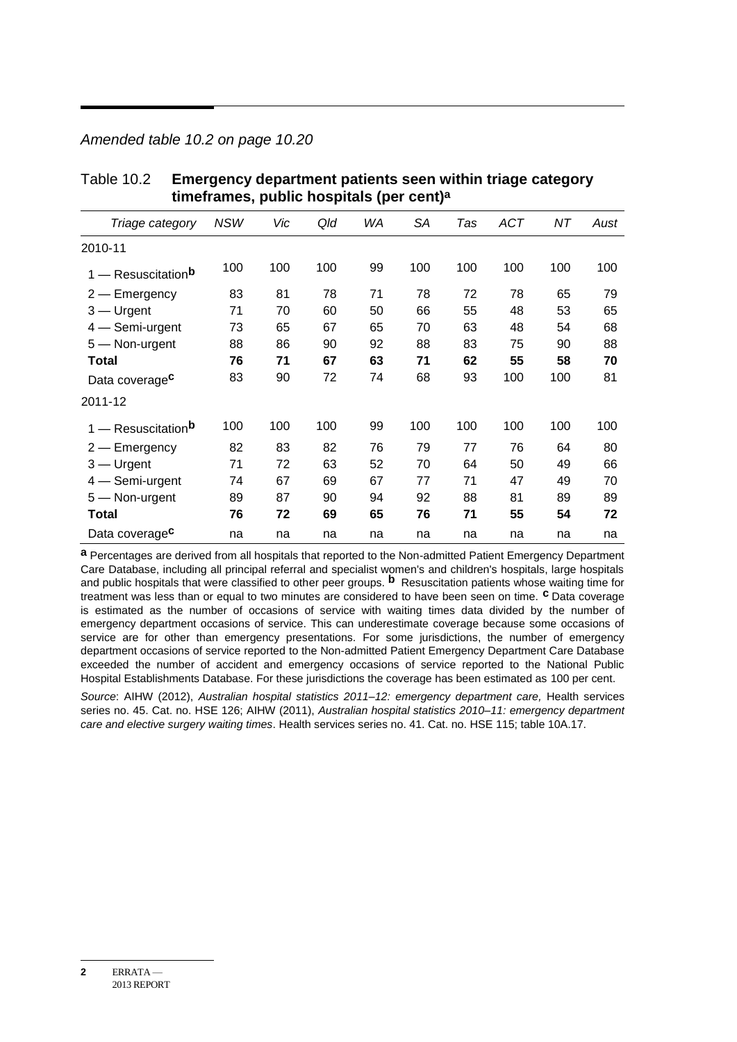*Amended table 10.2 on page 10.20*

Table 10.2 **Emergency department patients seen within triage category timeframes, public hospitals (per cent)[a]**

| *Triage category* | *NSW* | *Vic* | *Qld* | *WA* | *SA* | *Tas* | *ACT* | *NT* | *Aust* |
|---|---|---|---|---|---|---|---|---|---|
| 2010-11 | | | | | | | | | |
| 1 — Resuscitation[b] | 100 | 100 | 100 | 99 | 100 | 100 | 100 | 100 | 100 |
| 2 — Emergency | 83 | 81 | 78 | 71 | 78 | 72 | 78 | 65 | 79 |
| 3 — Urgent | 71 | 70 | 60 | 50 | 66 | 55 | 48 | 53 | 65 |
| 4 — Semi-urgent | 73 | 65 | 67 | 65 | 70 | 63 | 48 | 54 | 68 |
| 5 — Non-urgent | 88 | 86 | 90 | 92 | 88 | 83 | 75 | 90 | 88 |
| **Total** | **76** | **71** | **67** | **63** | **71** | **62** | **55** | **58** | **70** |
| Data coverage[c] | 83 | 90 | 72 | 74 | 68 | 93 | 100 | 100 | 81 |
| 2011-12 | | | | | | | | | |
| 1 — Resuscitation[b] | 100 | 100 | 100 | 99 | 100 | 100 | 100 | 100 | 100 |
| 2 — Emergency | 82 | 83 | 82 | 76 | 79 | 77 | 76 | 64 | 80 |
| 3 — Urgent | 71 | 72 | 63 | 52 | 70 | 64 | 50 | 49 | 66 |
| 4 — Semi-urgent | 74 | 67 | 69 | 67 | 77 | 71 | 47 | 49 | 70 |
| 5 — Non-urgent | 89 | 87 | 90 | 94 | 92 | 88 | 81 | 89 | 89 |
| **Total** | **76** | **72** | **69** | **65** | **76** | **71** | **55** | **54** | **72** |
| Data coverage[c] | na | na | na | na | na | na | na | na | na |

**a** Percentages are derived from all hospitals that reported to the Non-admitted Patient Emergency Department Care Database, including all principal referral and specialist women's and children's hospitals, large hospitals and public hospitals that were classified to other peer groups. **b** Resuscitation patients whose waiting time for treatment was less than or equal to two minutes are considered to have been seen on time. **c** Data coverage is estimated as the number of occasions of service with waiting times data divided by the number of emergency department occasions of service. This can underestimate coverage because some occasions of service are for other than emergency presentations. For some jurisdictions, the number of emergency department occasions of service reported to the Non-admitted Patient Emergency Department Care Database exceeded the number of accident and emergency occasions of service reported to the National Public Hospital Establishments Database. For these jurisdictions the coverage has been estimated as 100 per cent.

*Source*: AIHW (2012), *Australian hospital statistics 2011–12: emergency department care,* Health services series no. 45. Cat. no. HSE 126; AIHW (2011), *Australian hospital statistics 2010–11: emergency department care and elective surgery waiting times*. Health services series no. 41. Cat. no. HSE 115; table 10A.17.